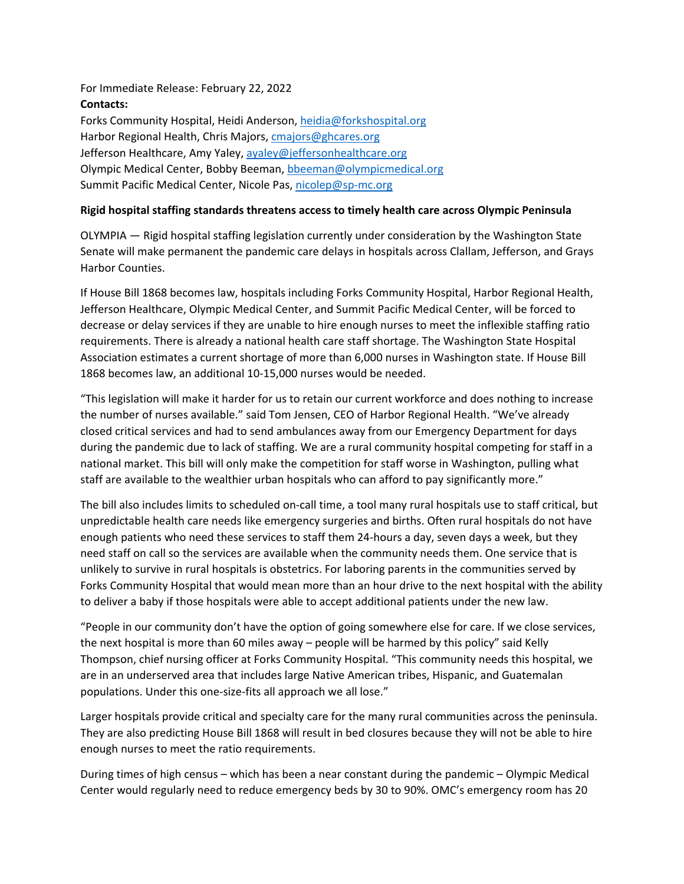For Immediate Release: February 22, 2022

**Contacts:**

Forks Community Hospital, Heidi Anderson, heidia@forkshospital.org
Harbor Regional Health, Chris Majors, cmajors@ghcares.org
Jefferson Healthcare, Amy Yaley, ayaley@jeffersonhealthcare.org
Olympic Medical Center, Bobby Beeman, bbeeman@olympicmedical.org
Summit Pacific Medical Center, Nicole Pas, nicolep@sp-mc.org

**Rigid hospital staffing standards threatens access to timely health care across Olympic Peninsula**

OLYMPIA — Rigid hospital staffing legislation currently under consideration by the Washington State Senate will make permanent the pandemic care delays in hospitals across Clallam, Jefferson, and Grays Harbor Counties.

If House Bill 1868 becomes law, hospitals including Forks Community Hospital, Harbor Regional Health, Jefferson Healthcare, Olympic Medical Center, and Summit Pacific Medical Center, will be forced to decrease or delay services if they are unable to hire enough nurses to meet the inflexible staffing ratio requirements. There is already a national health care staff shortage. The Washington State Hospital Association estimates a current shortage of more than 6,000 nurses in Washington state. If House Bill 1868 becomes law, an additional 10-15,000 nurses would be needed.

"This legislation will make it harder for us to retain our current workforce and does nothing to increase the number of nurses available." said Tom Jensen, CEO of Harbor Regional Health. "We've already closed critical services and had to send ambulances away from our Emergency Department for days during the pandemic due to lack of staffing. We are a rural community hospital competing for staff in a national market. This bill will only make the competition for staff worse in Washington, pulling what staff are available to the wealthier urban hospitals who can afford to pay significantly more."

The bill also includes limits to scheduled on-call time, a tool many rural hospitals use to staff critical, but unpredictable health care needs like emergency surgeries and births. Often rural hospitals do not have enough patients who need these services to staff them 24-hours a day, seven days a week, but they need staff on call so the services are available when the community needs them. One service that is unlikely to survive in rural hospitals is obstetrics. For laboring parents in the communities served by Forks Community Hospital that would mean more than an hour drive to the next hospital with the ability to deliver a baby if those hospitals were able to accept additional patients under the new law.

"People in our community don't have the option of going somewhere else for care. If we close services, the next hospital is more than 60 miles away – people will be harmed by this policy" said Kelly Thompson, chief nursing officer at Forks Community Hospital. "This community needs this hospital, we are in an underserved area that includes large Native American tribes, Hispanic, and Guatemalan populations. Under this one-size-fits all approach we all lose."

Larger hospitals provide critical and specialty care for the many rural communities across the peninsula. They are also predicting House Bill 1868 will result in bed closures because they will not be able to hire enough nurses to meet the ratio requirements.

During times of high census – which has been a near constant during the pandemic – Olympic Medical Center would regularly need to reduce emergency beds by 30 to 90%. OMC's emergency room has 20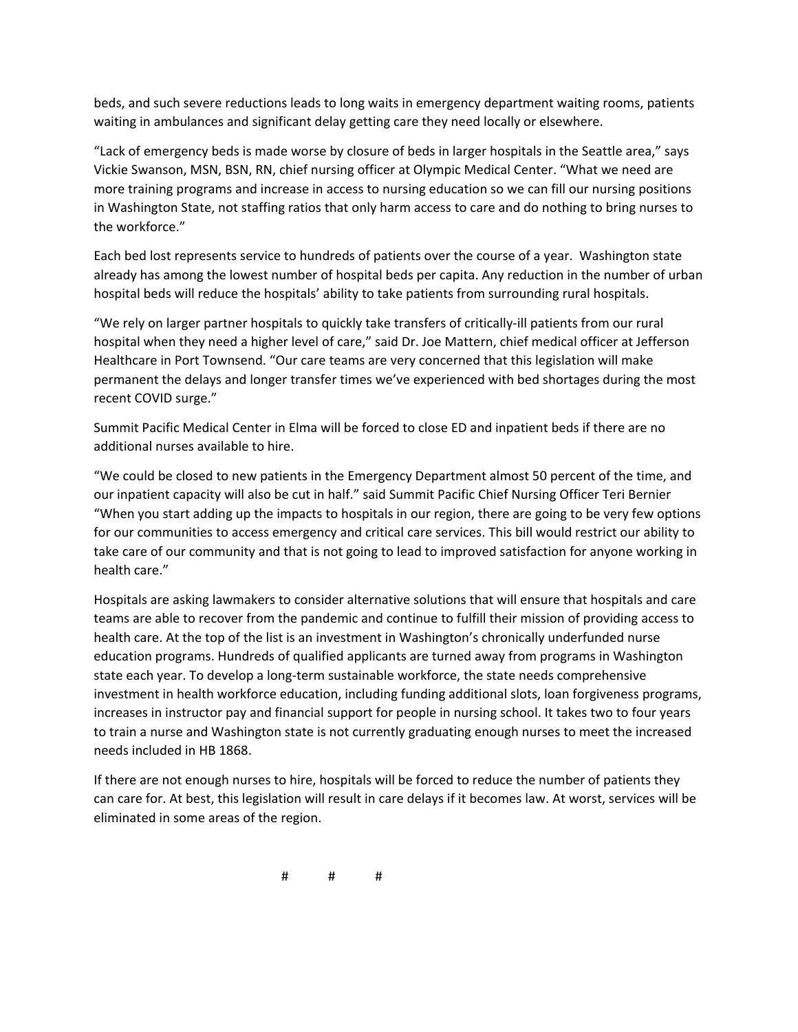beds, and such severe reductions leads to long waits in emergency department waiting rooms, patients waiting in ambulances and significant delay getting care they need locally or elsewhere.

"Lack of emergency beds is made worse by closure of beds in larger hospitals in the Seattle area," says Vickie Swanson, MSN, BSN, RN, chief nursing officer at Olympic Medical Center. "What we need are more training programs and increase in access to nursing education so we can fill our nursing positions in Washington State, not staffing ratios that only harm access to care and do nothing to bring nurses to the workforce."

Each bed lost represents service to hundreds of patients over the course of a year. Washington state already has among the lowest number of hospital beds per capita. Any reduction in the number of urban hospital beds will reduce the hospitals' ability to take patients from surrounding rural hospitals.

"We rely on larger partner hospitals to quickly take transfers of critically-ill patients from our rural hospital when they need a higher level of care," said Dr. Joe Mattern, chief medical officer at Jefferson Healthcare in Port Townsend. "Our care teams are very concerned that this legislation will make permanent the delays and longer transfer times we've experienced with bed shortages during the most recent COVID surge."

Summit Pacific Medical Center in Elma will be forced to close ED and inpatient beds if there are no additional nurses available to hire.

"We could be closed to new patients in the Emergency Department almost 50 percent of the time, and our inpatient capacity will also be cut in half." said Summit Pacific Chief Nursing Officer Teri Bernier "When you start adding up the impacts to hospitals in our region, there are going to be very few options for our communities to access emergency and critical care services. This bill would restrict our ability to take care of our community and that is not going to lead to improved satisfaction for anyone working in health care."

Hospitals are asking lawmakers to consider alternative solutions that will ensure that hospitals and care teams are able to recover from the pandemic and continue to fulfill their mission of providing access to health care. At the top of the list is an investment in Washington's chronically underfunded nurse education programs. Hundreds of qualified applicants are turned away from programs in Washington state each year. To develop a long-term sustainable workforce, the state needs comprehensive investment in health workforce education, including funding additional slots, loan forgiveness programs, increases in instructor pay and financial support for people in nursing school. It takes two to four years to train a nurse and Washington state is not currently graduating enough nurses to meet the increased needs included in HB 1868.

If there are not enough nurses to hire, hospitals will be forced to reduce the number of patients they can care for. At best, this legislation will result in care delays if it becomes law. At worst, services will be eliminated in some areas of the region.

# # #